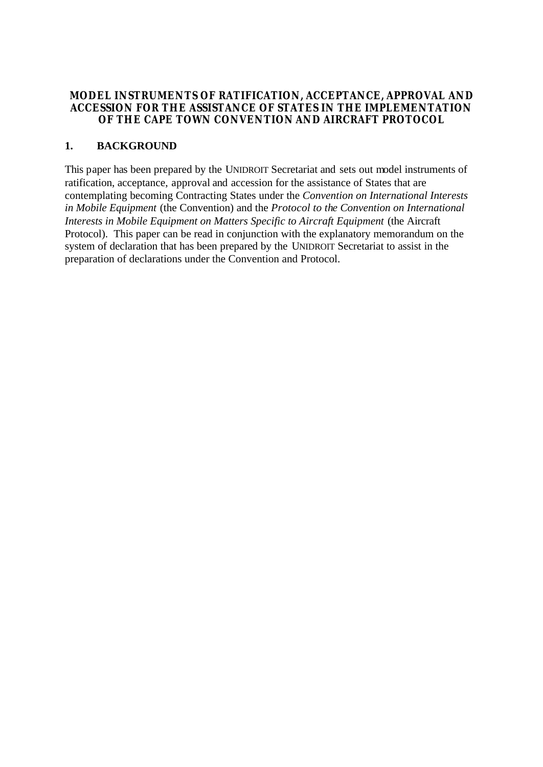# MODEL INSTRUMENTS OF RATIFICATION, ACCEPTANCE, APPROVAL AND ACCESSION FOR THE ASSISTANCE OF STATES IN THE IMPLEMENTATION OF THE CAPE TOWN CONVENTION AND AIRCRAFT PROTOCOL

## 1. BACKGROUND

This paper has been prepared by the UNIDROIT Secretariat and sets out model instruments of ratification, acceptance, approval and accession for the assistance of States that are contemplating becoming Contracting States under the *Convention on International Interests in Mobile Equipment* (the Convention) and the *Protocol to the Convention on International Interests in Mobile Equipment on Matters Specific to Aircraft Equipment* (the Aircraft Protocol). This paper can be read in conjunction with the explanatory memorandum on the system of declaration that has been prepared by the UNIDROIT Secretariat to assist in the preparation of declarations under the Convention and Protocol.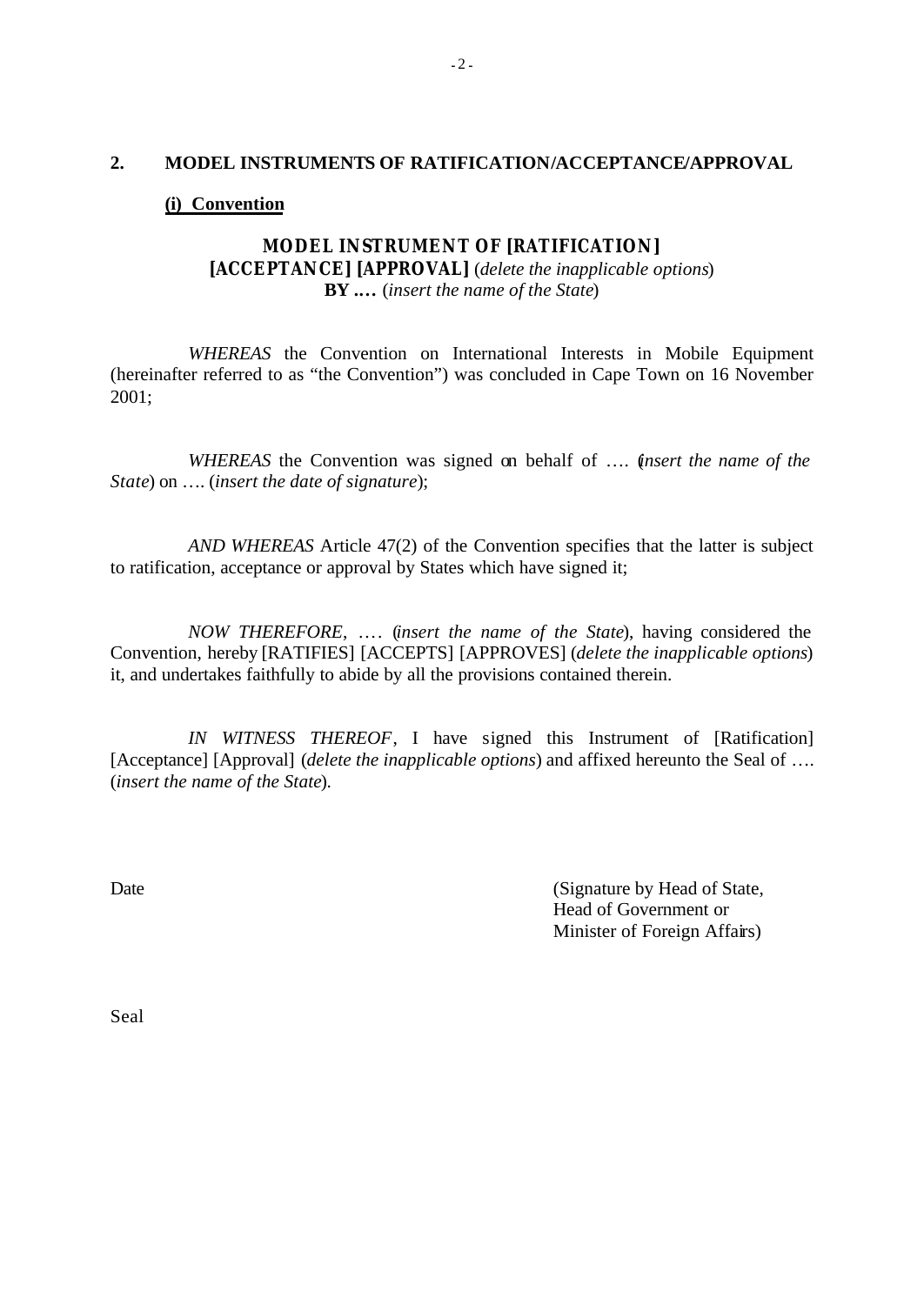## 2. MODEL INSTRUMENTS OF RATIFICATION/ACCEPTANCE/APPROVAL

### (i) Convention

**MODEL INSTRUMENT OF [RATIFICATION] [ACCEPTANCE] [APPROVAL]** (*delete the inapplicable options*)
**BY ….** (*insert the name of the State*)

*WHEREAS* the Convention on International Interests in Mobile Equipment (hereinafter referred to as "the Convention") was concluded in Cape Town on 16 November 2001;

*WHEREAS* the Convention was signed on behalf of …. (*insert the name of the State*) on …. (*insert the date of signature*);

*AND WHEREAS* Article 47(2) of the Convention specifies that the latter is subject to ratification, acceptance or approval by States which have signed it;

*NOW THEREFORE*, …. (*insert the name of the State*), having considered the Convention, hereby [RATIFIES] [ACCEPTS] [APPROVES] (*delete the inapplicable options*) it, and undertakes faithfully to abide by all the provisions contained therein.

*IN WITNESS THEREOF*, I have signed this Instrument of [Ratification] [Acceptance] [Approval] (*delete the inapplicable options*) and affixed hereunto the Seal of …. (*insert the name of the State*).

Date

(Signature by Head of State, Head of Government or Minister of Foreign Affairs)

Seal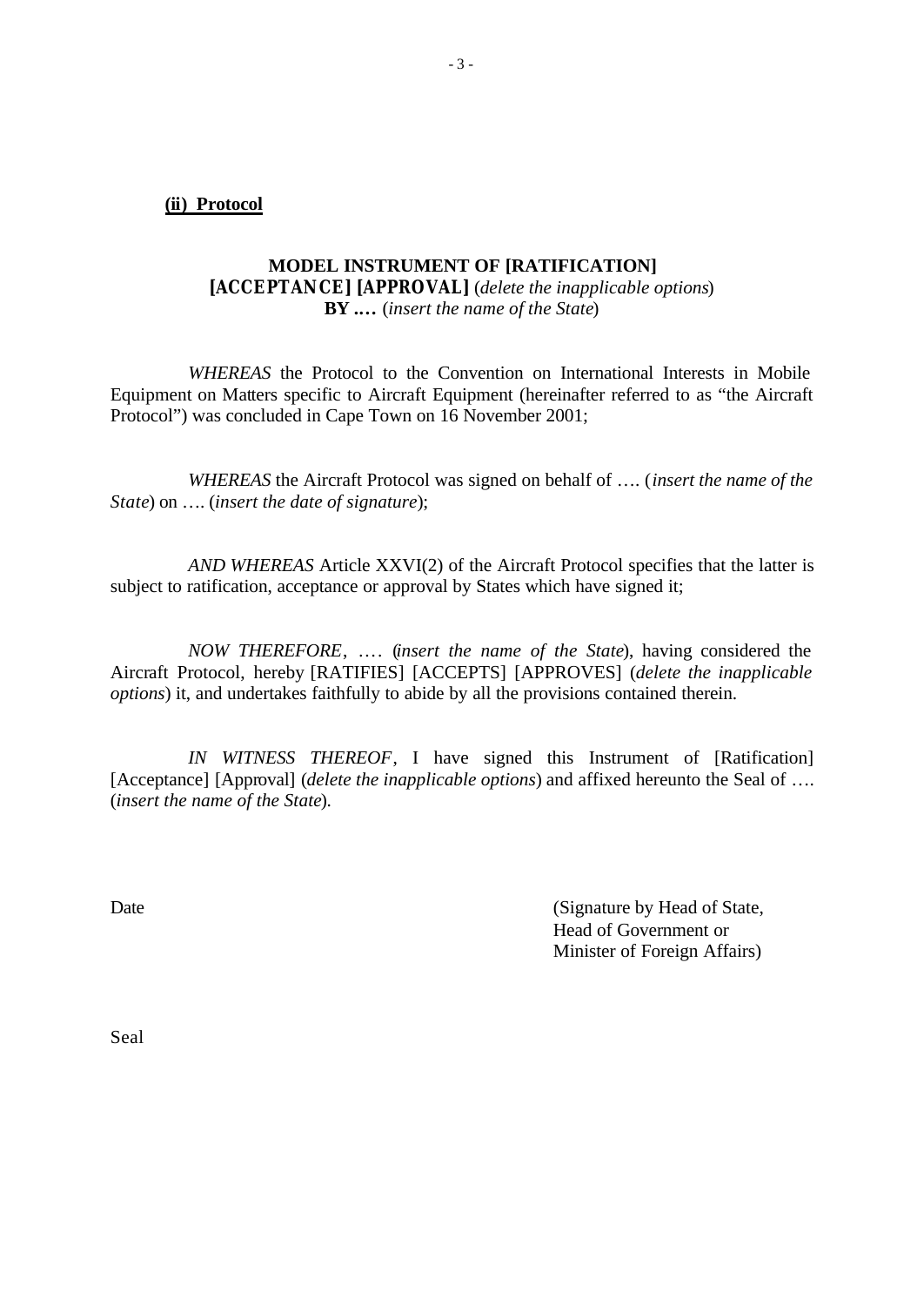**(ii) Protocol**

**MODEL INSTRUMENT OF [RATIFICATION]**
**[ACCEPTANCE] [APPROVAL]** (*delete the inapplicable options*)
**BY ….** (*insert the name of the State*)

*WHEREAS* the Protocol to the Convention on International Interests in Mobile Equipment on Matters specific to Aircraft Equipment (hereinafter referred to as "the Aircraft Protocol") was concluded in Cape Town on 16 November 2001;

*WHEREAS* the Aircraft Protocol was signed on behalf of …. (*insert the name of the State*) on …. (*insert the date of signature*);

*AND WHEREAS* Article XXVI(2) of the Aircraft Protocol specifies that the latter is subject to ratification, acceptance or approval by States which have signed it;

*NOW THEREFORE*, …. (*insert the name of the State*), having considered the Aircraft Protocol, hereby [RATIFIES] [ACCEPTS] [APPROVES] (*delete the inapplicable options*) it, and undertakes faithfully to abide by all the provisions contained therein.

*IN WITNESS THEREOF*, I have signed this Instrument of [Ratification] [Acceptance] [Approval] (*delete the inapplicable options*) and affixed hereunto the Seal of …. (*insert the name of the State*).

Date

(Signature by Head of State,
Head of Government or
Minister of Foreign Affairs)

Seal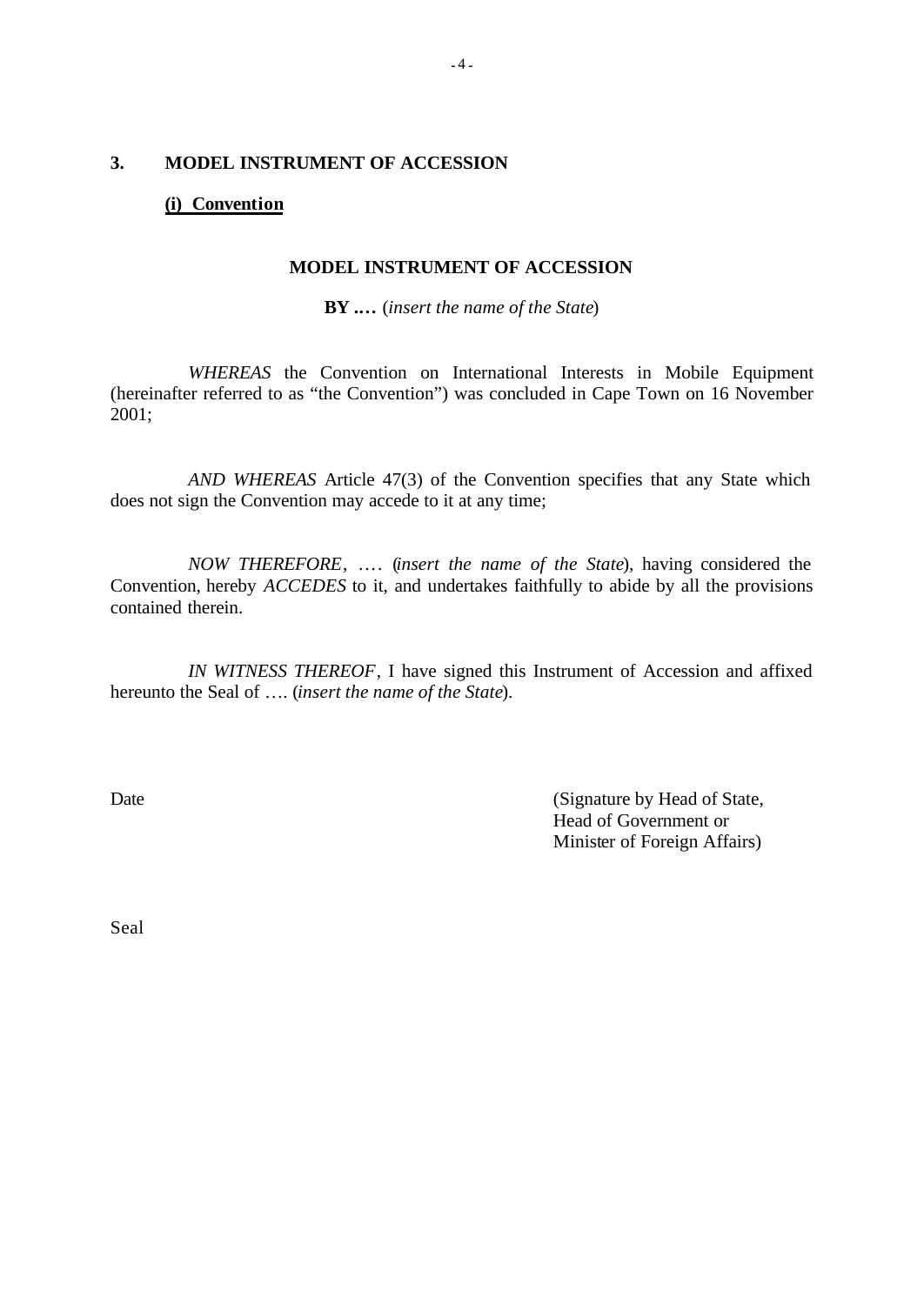## 3. MODEL INSTRUMENT OF ACCESSION

### (i) Convention

**MODEL INSTRUMENT OF ACCESSION**

**BY ….** (*insert the name of the State*)

*WHEREAS* the Convention on International Interests in Mobile Equipment (hereinafter referred to as "the Convention") was concluded in Cape Town on 16 November 2001;

*AND WHEREAS* Article 47(3) of the Convention specifies that any State which does not sign the Convention may accede to it at any time;

*NOW THEREFORE*, …. (*insert the name of the State*), having considered the Convention, hereby *ACCEDES* to it, and undertakes faithfully to abide by all the provisions contained therein.

*IN WITNESS THEREOF*, I have signed this Instrument of Accession and affixed hereunto the Seal of …. (*insert the name of the State*).

Date

(Signature by Head of State,
Head of Government or
Minister of Foreign Affairs)

Seal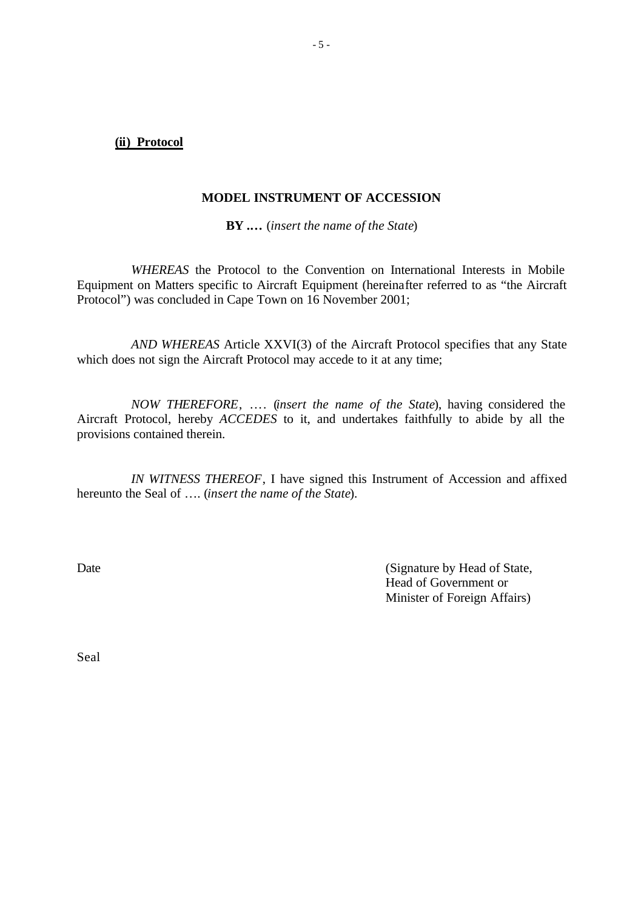**(ii) Protocol**

**MODEL INSTRUMENT OF ACCESSION**

**BY ….** (*insert the name of the State*)

*WHEREAS* the Protocol to the Convention on International Interests in Mobile Equipment on Matters specific to Aircraft Equipment (hereinafter referred to as "the Aircraft Protocol") was concluded in Cape Town on 16 November 2001;

*AND WHEREAS* Article XXVI(3) of the Aircraft Protocol specifies that any State which does not sign the Aircraft Protocol may accede to it at any time;

*NOW THEREFORE*, …. (*insert the name of the State*), having considered the Aircraft Protocol, hereby *ACCEDES* to it, and undertakes faithfully to abide by all the provisions contained therein.

*IN WITNESS THEREOF*, I have signed this Instrument of Accession and affixed hereunto the Seal of …. (*insert the name of the State*).

Date

(Signature by Head of State,
Head of Government or
Minister of Foreign Affairs)

Seal